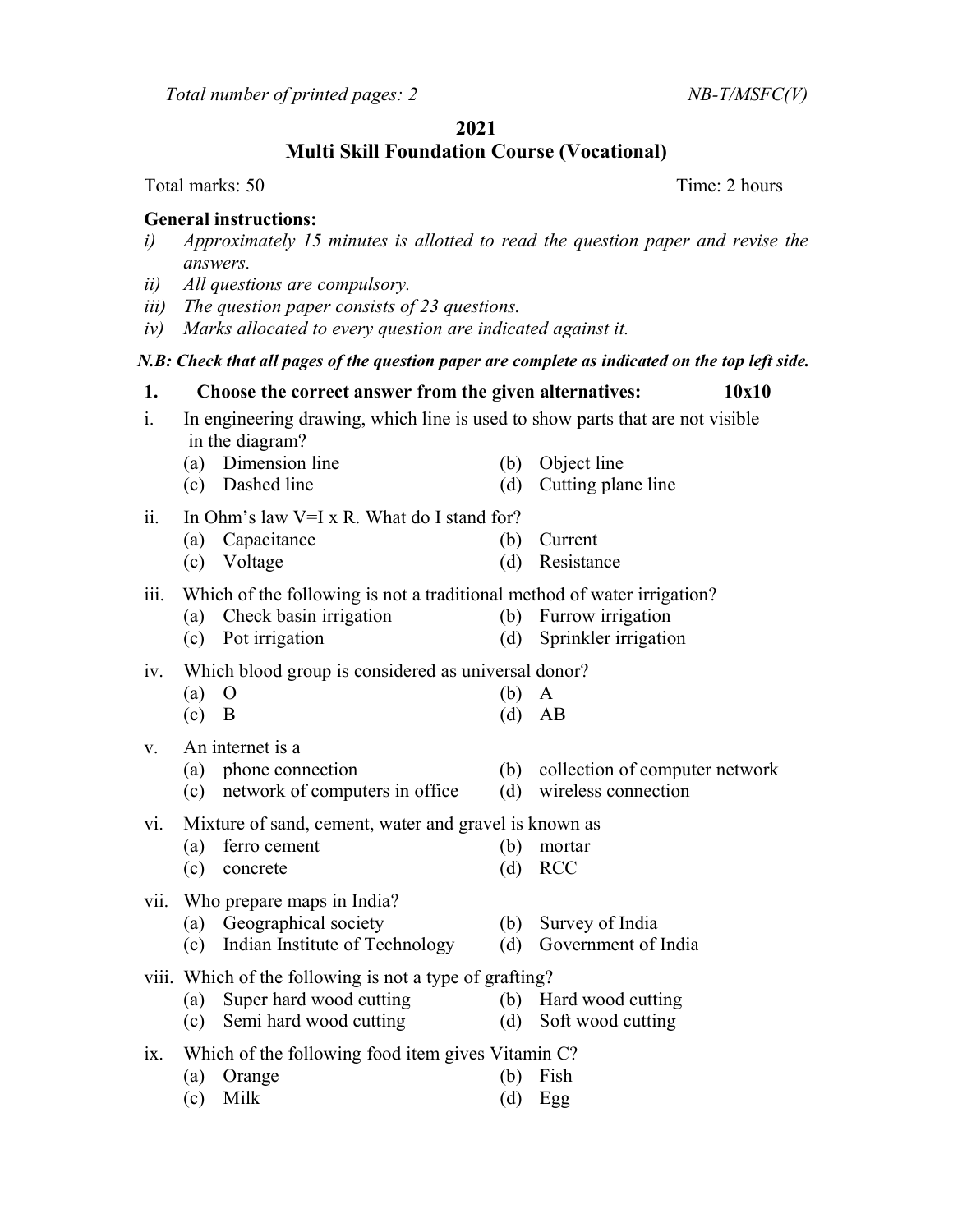*Total number of printed pages: 2* *NB-T/MSFC(V)*

**2021**

**Multi Skill Foundation Course (Vocational)**

Total marks: 50 Time: 2 hours

**General instructions:**

*i) Approximately 15 minutes is allotted to read the question paper and revise the answers.*

*ii) All questions are compulsory.*

*iii) The question paper consists of 23 questions.*

*iv) Marks allocated to every question are indicated against it.*

***N.B: Check that all pages of the question paper are complete as indicated on the top left side.***

**1. Choose the correct answer from the given alternatives: 10x10**

i. In engineering drawing, which line is used to show parts that are not visible in the diagram?
   - (a) Dimension line
   - (b) Object line
   - (c) Dashed line
   - (d) Cutting plane line

ii. In Ohm's law V=I x R. What do I stand for?
   - (a) Capacitance
   - (b) Current
   - (c) Voltage
   - (d) Resistance

iii. Which of the following is not a traditional method of water irrigation?
   - (a) Check basin irrigation
   - (b) Furrow irrigation
   - (c) Pot irrigation
   - (d) Sprinkler irrigation

iv. Which blood group is considered as universal donor?
   - (a) O
   - (b) A
   - (c) B
   - (d) AB

v. An internet is a
   - (a) phone connection
   - (b) collection of computer network
   - (c) network of computers in office
   - (d) wireless connection

vi. Mixture of sand, cement, water and gravel is known as
   - (a) ferro cement
   - (b) mortar
   - (c) concrete
   - (d) RCC

vii. Who prepare maps in India?
   - (a) Geographical society
   - (b) Survey of India
   - (c) Indian Institute of Technology
   - (d) Government of India

viii. Which of the following is not a type of grafting?
   - (a) Super hard wood cutting
   - (b) Hard wood cutting
   - (c) Semi hard wood cutting
   - (d) Soft wood cutting

ix. Which of the following food item gives Vitamin C?
   - (a) Orange
   - (b) Fish
   - (c) Milk
   - (d) Egg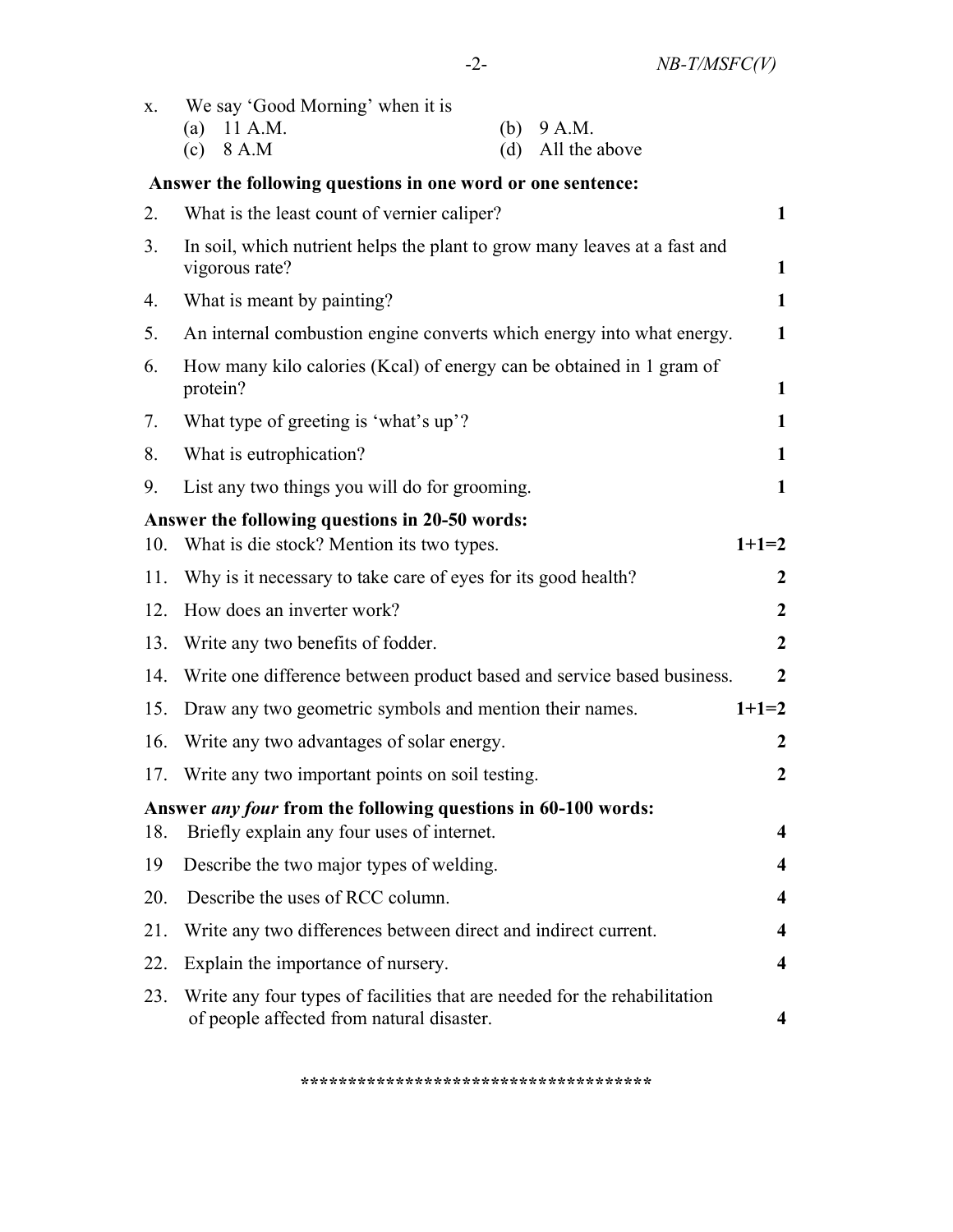x. We say 'Good Morning' when it is
   (a) 11 A.M.   (b) 9 A.M.
   (c) 8 A.M   (d) All the above

**Answer the following questions in one word or one sentence:**

2. What is the least count of vernier caliper? **1**
3. In soil, which nutrient helps the plant to grow many leaves at a fast and vigorous rate? **1**
4. What is meant by painting? **1**
5. An internal combustion engine converts which energy into what energy. **1**
6. How many kilo calories (Kcal) of energy can be obtained in 1 gram of protein? **1**
7. What type of greeting is 'what's up'? **1**
8. What is eutrophication? **1**
9. List any two things you will do for grooming. **1**

**Answer the following questions in 20-50 words:**

10. What is die stock? Mention its two types. **1+1=2**
11. Why is it necessary to take care of eyes for its good health? **2**
12. How does an inverter work? **2**
13. Write any two benefits of fodder. **2**
14. Write one difference between product based and service based business. **2**
15. Draw any two geometric symbols and mention their names. **1+1=2**
16. Write any two advantages of solar energy. **2**
17. Write any two important points on soil testing. **2**

**Answer *any four* from the following questions in 60-100 words:**

18. Briefly explain any four uses of internet. **4**
19. Describe the two major types of welding. **4**
20. Describe the uses of RCC column. **4**
21. Write any two differences between direct and indirect current. **4**
22. Explain the importance of nursery. **4**
23. Write any four types of facilities that are needed for the rehabilitation of people affected from natural disaster. **4**

*************************************